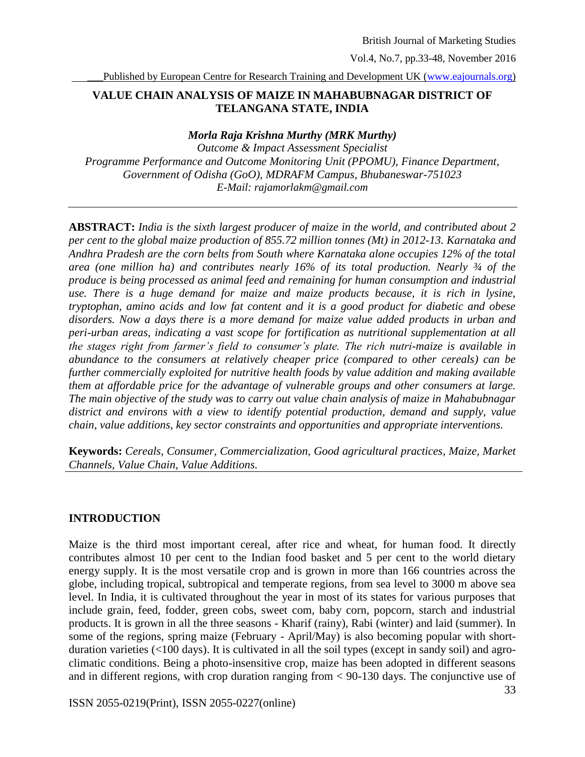# VALUE CHAIN ANALYSIS OF MAIZE IN MAHABUBNAGAR DISTRICT OF TELANGANA STATE, INDIA

***Morla Raja Krishna Murthy (MRK Murthy)***

*Outcome & Impact Assessment Specialist*
*Programme Performance and Outcome Monitoring Unit (PPOMU), Finance Department, Government of Odisha (GoO), MDRAFM Campus, Bhubaneswar-751023*
*E-Mail: rajamorlakm@gmail.com*

---

**ABSTRACT:** *India is the sixth largest producer of maize in the world, and contributed about 2 per cent to the global maize production of 855.72 million tonnes (Mt) in 2012-13. Karnataka and Andhra Pradesh are the corn belts from South where Karnataka alone occupies 12% of the total area (one million ha) and contributes nearly 16% of its total production. Nearly ¾ of the produce is being processed as animal feed and remaining for human consumption and industrial use. There is a huge demand for maize and maize products because, it is rich in lysine, tryptophan, amino acids and low fat content and it is a good product for diabetic and obese disorders. Now a days there is a more demand for maize value added products in urban and peri-urban areas, indicating a vast scope for fortification as nutritional supplementation at all the stages right from farmer's field to consumer's plate. The rich nutri-maize is available in abundance to the consumers at relatively cheaper price (compared to other cereals) can be further commercially exploited for nutritive health foods by value addition and making available them at affordable price for the advantage of vulnerable groups and other consumers at large. The main objective of the study was to carry out value chain analysis of maize in Mahabubnagar district and environs with a view to identify potential production, demand and supply, value chain, value additions, key sector constraints and opportunities and appropriate interventions.*

**Keywords:** *Cereals, Consumer, Commercialization, Good agricultural practices, Maize, Market Channels, Value Chain, Value Additions.*

---

## INTRODUCTION

Maize is the third most important cereal, after rice and wheat, for human food. It directly contributes almost 10 per cent to the Indian food basket and 5 per cent to the world dietary energy supply. It is the most versatile crop and is grown in more than 166 countries across the globe, including tropical, subtropical and temperate regions, from sea level to 3000 m above sea level. In India, it is cultivated throughout the year in most of its states for various purposes that include grain, feed, fodder, green cobs, sweet com, baby corn, popcorn, starch and industrial products. It is grown in all the three seasons - Kharif (rainy), Rabi (winter) and laid (summer). In some of the regions, spring maize (February - April/May) is also becoming popular with short-duration varieties (<100 days). It is cultivated in all the soil types (except in sandy soil) and agro-climatic conditions. Being a photo-insensitive crop, maize has been adopted in different seasons and in different regions, with crop duration ranging from < 90-130 days. The conjunctive use of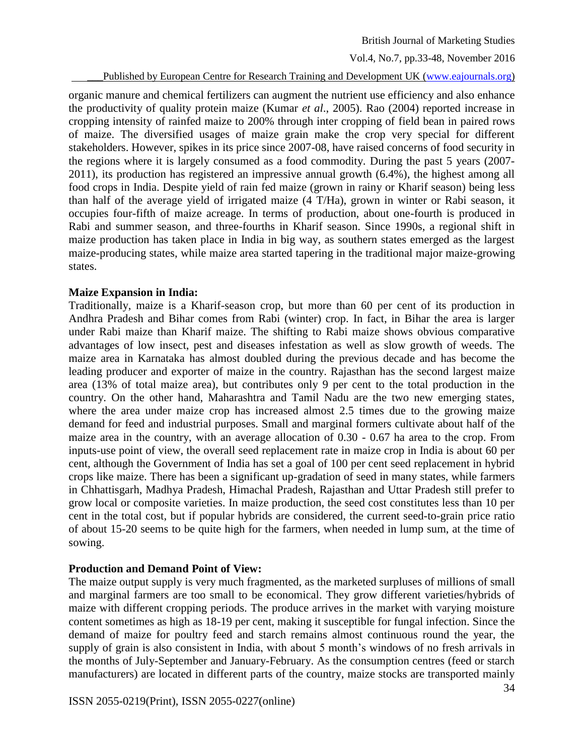organic manure and chemical fertilizers can augment the nutrient use efficiency and also enhance the productivity of quality protein maize (Kumar *et al*., 2005). Rao (2004) reported increase in cropping intensity of rainfed maize to 200% through inter cropping of field bean in paired rows of maize. The diversified usages of maize grain make the crop very special for different stakeholders. However, spikes in its price since 2007-08, have raised concerns of food security in the regions where it is largely consumed as a food commodity. During the past 5 years (2007-2011), its production has registered an impressive annual growth (6.4%), the highest among all food crops in India. Despite yield of rain fed maize (grown in rainy or Kharif season) being less than half of the average yield of irrigated maize (4 T/Ha), grown in winter or Rabi season, it occupies four-fifth of maize acreage. In terms of production, about one-fourth is produced in Rabi and summer season, and three-fourths in Kharif season. Since 1990s, a regional shift in maize production has taken place in India in big way, as southern states emerged as the largest maize-producing states, while maize area started tapering in the traditional major maize-growing states.

**Maize Expansion in India:**

Traditionally, maize is a Kharif-season crop, but more than 60 per cent of its production in Andhra Pradesh and Bihar comes from Rabi (winter) crop. In fact, in Bihar the area is larger under Rabi maize than Kharif maize. The shifting to Rabi maize shows obvious comparative advantages of low insect, pest and diseases infestation as well as slow growth of weeds. The maize area in Karnataka has almost doubled during the previous decade and has become the leading producer and exporter of maize in the country. Rajasthan has the second largest maize area (13% of total maize area), but contributes only 9 per cent to the total production in the country. On the other hand, Maharashtra and Tamil Nadu are the two new emerging states, where the area under maize crop has increased almost 2.5 times due to the growing maize demand for feed and industrial purposes. Small and marginal formers cultivate about half of the maize area in the country, with an average allocation of 0.30 - 0.67 ha area to the crop. From inputs-use point of view, the overall seed replacement rate in maize crop in India is about 60 per cent, although the Government of India has set a goal of 100 per cent seed replacement in hybrid crops like maize. There has been a significant up-gradation of seed in many states, while farmers in Chhattisgarh, Madhya Pradesh, Himachal Pradesh, Rajasthan and Uttar Pradesh still prefer to grow local or composite varieties. In maize production, the seed cost constitutes less than 10 per cent in the total cost, but if popular hybrids are considered, the current seed-to-grain price ratio of about 15-20 seems to be quite high for the farmers, when needed in lump sum, at the time of sowing.

**Production and Demand Point of View:**

The maize output supply is very much fragmented, as the marketed surpluses of millions of small and marginal farmers are too small to be economical. They grow different varieties/hybrids of maize with different cropping periods. The produce arrives in the market with varying moisture content sometimes as high as 18-19 per cent, making it susceptible for fungal infection. Since the demand of maize for poultry feed and starch remains almost continuous round the year, the supply of grain is also consistent in India, with about 5 month's windows of no fresh arrivals in the months of July-September and January-February. As the consumption centres (feed or starch manufacturers) are located in different parts of the country, maize stocks are transported mainly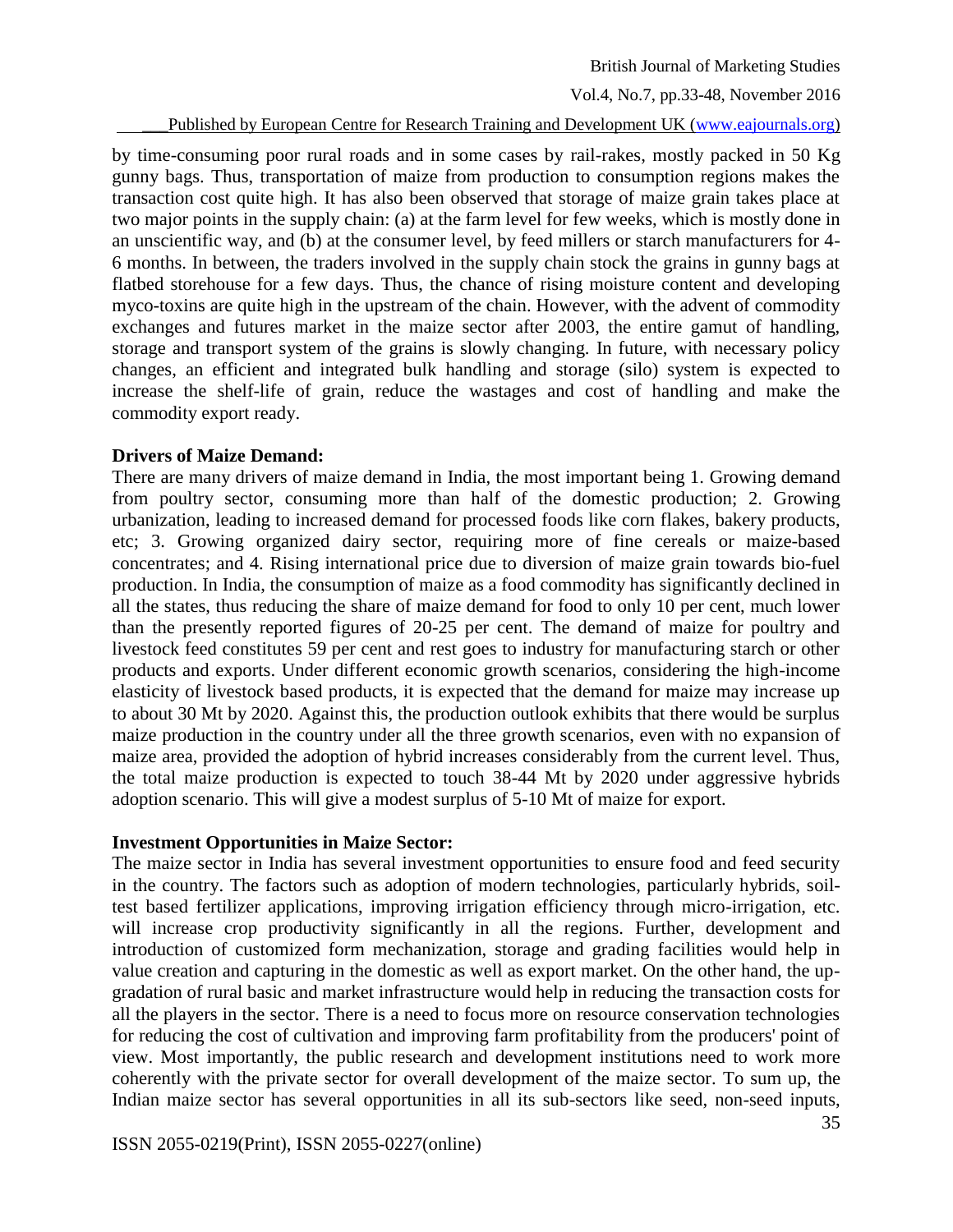by time-consuming poor rural roads and in some cases by rail-rakes, mostly packed in 50 Kg gunny bags. Thus, transportation of maize from production to consumption regions makes the transaction cost quite high. It has also been observed that storage of maize grain takes place at two major points in the supply chain: (a) at the farm level for few weeks, which is mostly done in an unscientific way, and (b) at the consumer level, by feed millers or starch manufacturers for 4-6 months. In between, the traders involved in the supply chain stock the grains in gunny bags at flatbed storehouse for a few days. Thus, the chance of rising moisture content and developing myco-toxins are quite high in the upstream of the chain. However, with the advent of commodity exchanges and futures market in the maize sector after 2003, the entire gamut of handling, storage and transport system of the grains is slowly changing. In future, with necessary policy changes, an efficient and integrated bulk handling and storage (silo) system is expected to increase the shelf-life of grain, reduce the wastages and cost of handling and make the commodity export ready.

**Drivers of Maize Demand:**

There are many drivers of maize demand in India, the most important being 1. Growing demand from poultry sector, consuming more than half of the domestic production; 2. Growing urbanization, leading to increased demand for processed foods like corn flakes, bakery products, etc; 3. Growing organized dairy sector, requiring more of fine cereals or maize-based concentrates; and 4. Rising international price due to diversion of maize grain towards bio-fuel production. In India, the consumption of maize as a food commodity has significantly declined in all the states, thus reducing the share of maize demand for food to only 10 per cent, much lower than the presently reported figures of 20-25 per cent. The demand of maize for poultry and livestock feed constitutes 59 per cent and rest goes to industry for manufacturing starch or other products and exports. Under different economic growth scenarios, considering the high-income elasticity of livestock based products, it is expected that the demand for maize may increase up to about 30 Mt by 2020. Against this, the production outlook exhibits that there would be surplus maize production in the country under all the three growth scenarios, even with no expansion of maize area, provided the adoption of hybrid increases considerably from the current level. Thus, the total maize production is expected to touch 38-44 Mt by 2020 under aggressive hybrids adoption scenario. This will give a modest surplus of 5-10 Mt of maize for export.

**Investment Opportunities in Maize Sector:**

The maize sector in India has several investment opportunities to ensure food and feed security in the country. The factors such as adoption of modern technologies, particularly hybrids, soil-test based fertilizer applications, improving irrigation efficiency through micro-irrigation, etc. will increase crop productivity significantly in all the regions. Further, development and introduction of customized form mechanization, storage and grading facilities would help in value creation and capturing in the domestic as well as export market. On the other hand, the up-gradation of rural basic and market infrastructure would help in reducing the transaction costs for all the players in the sector. There is a need to focus more on resource conservation technologies for reducing the cost of cultivation and improving farm profitability from the producers' point of view. Most importantly, the public research and development institutions need to work more coherently with the private sector for overall development of the maize sector. To sum up, the Indian maize sector has several opportunities in all its sub-sectors like seed, non-seed inputs,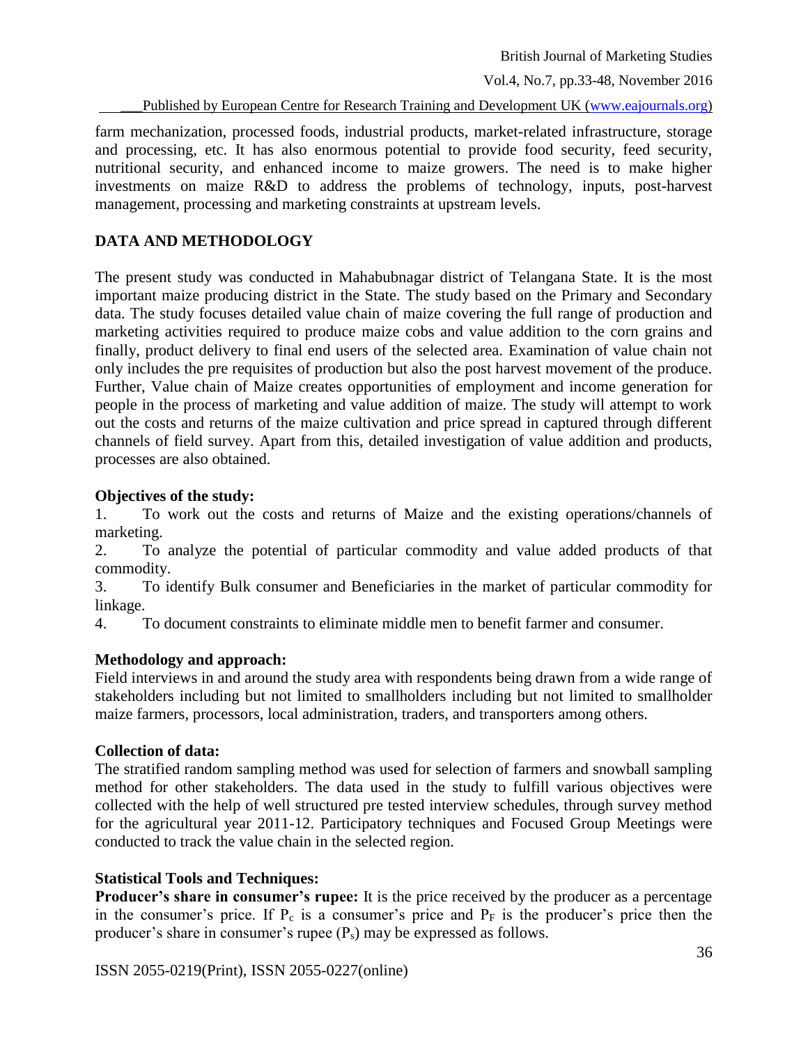farm mechanization, processed foods, industrial products, market-related infrastructure, storage and processing, etc. It has also enormous potential to provide food security, feed security, nutritional security, and enhanced income to maize growers. The need is to make higher investments on maize R&D to address the problems of technology, inputs, post-harvest management, processing and marketing constraints at upstream levels.

## DATA AND METHODOLOGY

The present study was conducted in Mahabubnagar district of Telangana State. It is the most important maize producing district in the State. The study based on the Primary and Secondary data. The study focuses detailed value chain of maize covering the full range of production and marketing activities required to produce maize cobs and value addition to the corn grains and finally, product delivery to final end users of the selected area. Examination of value chain not only includes the pre requisites of production but also the post harvest movement of the produce. Further, Value chain of Maize creates opportunities of employment and income generation for people in the process of marketing and value addition of maize. The study will attempt to work out the costs and returns of the maize cultivation and price spread in captured through different channels of field survey. Apart from this, detailed investigation of value addition and products, processes are also obtained.

### Objectives of the study:

1. To work out the costs and returns of Maize and the existing operations/channels of marketing.
2. To analyze the potential of particular commodity and value added products of that commodity.
3. To identify Bulk consumer and Beneficiaries in the market of particular commodity for linkage.
4. To document constraints to eliminate middle men to benefit farmer and consumer.

### Methodology and approach:

Field interviews in and around the study area with respondents being drawn from a wide range of stakeholders including but not limited to smallholders including but not limited to smallholder maize farmers, processors, local administration, traders, and transporters among others.

### Collection of data:

The stratified random sampling method was used for selection of farmers and snowball sampling method for other stakeholders. The data used in the study to fulfill various objectives were collected with the help of well structured pre tested interview schedules, through survey method for the agricultural year 2011-12. Participatory techniques and Focused Group Meetings were conducted to track the value chain in the selected region.

### Statistical Tools and Techniques:

**Producer's share in consumer's rupee:** It is the price received by the producer as a percentage in the consumer's price. If $P_c$ is a consumer's price and $P_F$ is the producer's price then the producer's share in consumer's rupee ($P_s$) may be expressed as follows.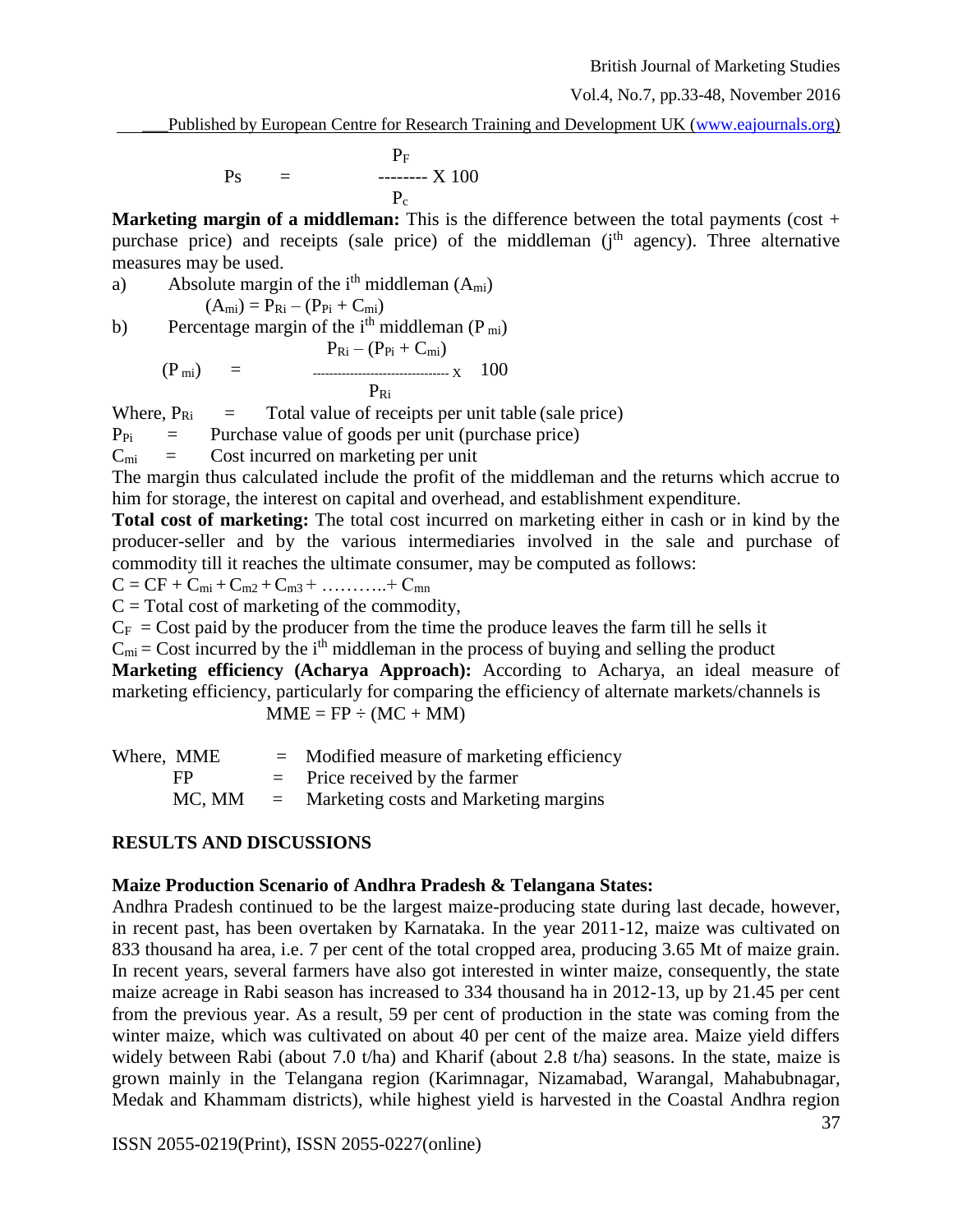$$Ps = \frac{P_F}{P_c} \times 100$$

**Marketing margin of a middleman:** This is the difference between the total payments (cost + purchase price) and receipts (sale price) of the middleman (j[th] agency). Three alternative measures may be used.

a) Absolute margin of the i[th] middleman ($A_{mi}$)

$$(A_{mi}) = P_{Ri} - (P_{Pi} + C_{mi})$$

b) Percentage margin of the i[th] middleman ($P_{mi}$)

$$(P_{mi}) = \frac{P_{Ri} - (P_{Pi} + C_{mi})}{P_{Ri}} \times 100$$

Where, $P_{Ri}$ = Total value of receipts per unit table (sale price)

$P_{Pi}$ = Purchase value of goods per unit (purchase price)

$C_{mi}$ = Cost incurred on marketing per unit

The margin thus calculated include the profit of the middleman and the returns which accrue to him for storage, the interest on capital and overhead, and establishment expenditure.

**Total cost of marketing:** The total cost incurred on marketing either in cash or in kind by the producer-seller and by the various intermediaries involved in the sale and purchase of commodity till it reaches the ultimate consumer, may be computed as follows:

$$C = CF + C_{mi} + C_{m2} + C_{m3} + \ldots\ldots\ldots.. + C_{mn}$$

C = Total cost of marketing of the commodity,

$C_F$ = Cost paid by the producer from the time the produce leaves the farm till he sells it

$C_{mi}$ = Cost incurred by the i[th] middleman in the process of buying and selling the product

**Marketing efficiency (Acharya Approach):** According to Acharya, an ideal measure of marketing efficiency, particularly for comparing the efficiency of alternate markets/channels is

$$MME = FP \div (MC + MM)$$

Where, MME = Modified measure of marketing efficiency

FP = Price received by the farmer

MC, MM = Marketing costs and Marketing margins

## RESULTS AND DISCUSSIONS

### Maize Production Scenario of Andhra Pradesh & Telangana States:

Andhra Pradesh continued to be the largest maize-producing state during last decade, however, in recent past, has been overtaken by Karnataka. In the year 2011-12, maize was cultivated on 833 thousand ha area, i.e. 7 per cent of the total cropped area, producing 3.65 Mt of maize grain. In recent years, several farmers have also got interested in winter maize, consequently, the state maize acreage in Rabi season has increased to 334 thousand ha in 2012-13, up by 21.45 per cent from the previous year. As a result, 59 per cent of production in the state was coming from the winter maize, which was cultivated on about 40 per cent of the maize area. Maize yield differs widely between Rabi (about 7.0 t/ha) and Kharif (about 2.8 t/ha) seasons. In the state, maize is grown mainly in the Telangana region (Karimnagar, Nizamabad, Warangal, Mahabubnagar, Medak and Khammam districts), while highest yield is harvested in the Coastal Andhra region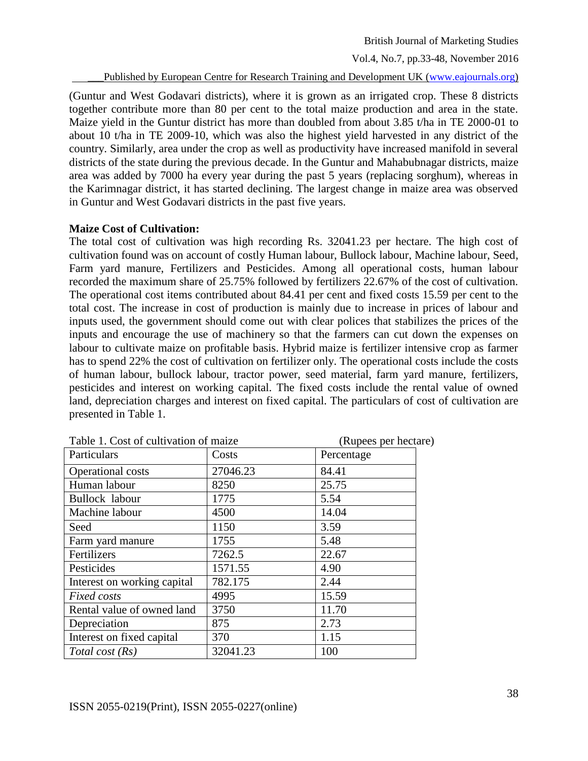(Guntur and West Godavari districts), where it is grown as an irrigated crop. These 8 districts together contribute more than 80 per cent to the total maize production and area in the state. Maize yield in the Guntur district has more than doubled from about 3.85 t/ha in TE 2000-01 to about 10 t/ha in TE 2009-10, which was also the highest yield harvested in any district of the country. Similarly, area under the crop as well as productivity have increased manifold in several districts of the state during the previous decade. In the Guntur and Mahabubnagar districts, maize area was added by 7000 ha every year during the past 5 years (replacing sorghum), whereas in the Karimnagar district, it has started declining. The largest change in maize area was observed in Guntur and West Godavari districts in the past five years.

**Maize Cost of Cultivation:**

The total cost of cultivation was high recording Rs. 32041.23 per hectare. The high cost of cultivation found was on account of costly Human labour, Bullock labour, Machine labour, Seed, Farm yard manure, Fertilizers and Pesticides. Among all operational costs, human labour recorded the maximum share of 25.75% followed by fertilizers 22.67% of the cost of cultivation. The operational cost items contributed about 84.41 per cent and fixed costs 15.59 per cent to the total cost. The increase in cost of production is mainly due to increase in prices of labour and inputs used, the government should come out with clear polices that stabilizes the prices of the inputs and encourage the use of machinery so that the farmers can cut down the expenses on labour to cultivate maize on profitable basis. Hybrid maize is fertilizer intensive crop as farmer has to spend 22% the cost of cultivation on fertilizer only. The operational costs include the costs of human labour, bullock labour, tractor power, seed material, farm yard manure, fertilizers, pesticides and interest on working capital. The fixed costs include the rental value of owned land, depreciation charges and interest on fixed capital. The particulars of cost of cultivation are presented in Table 1.

Table 1. Cost of cultivation of maize (Rupees per hectare)

| Particulars | Costs | Percentage |
|---|---|---|
| Operational costs | 27046.23 | 84.41 |
| Human labour | 8250 | 25.75 |
| Bullock labour | 1775 | 5.54 |
| Machine labour | 4500 | 14.04 |
| Seed | 1150 | 3.59 |
| Farm yard manure | 1755 | 5.48 |
| Fertilizers | 7262.5 | 22.67 |
| Pesticides | 1571.55 | 4.90 |
| Interest on working capital | 782.175 | 2.44 |
| *Fixed costs* | 4995 | 15.59 |
| Rental value of owned land | 3750 | 11.70 |
| Depreciation | 875 | 2.73 |
| Interest on fixed capital | 370 | 1.15 |
| *Total cost (Rs)* | 32041.23 | 100 |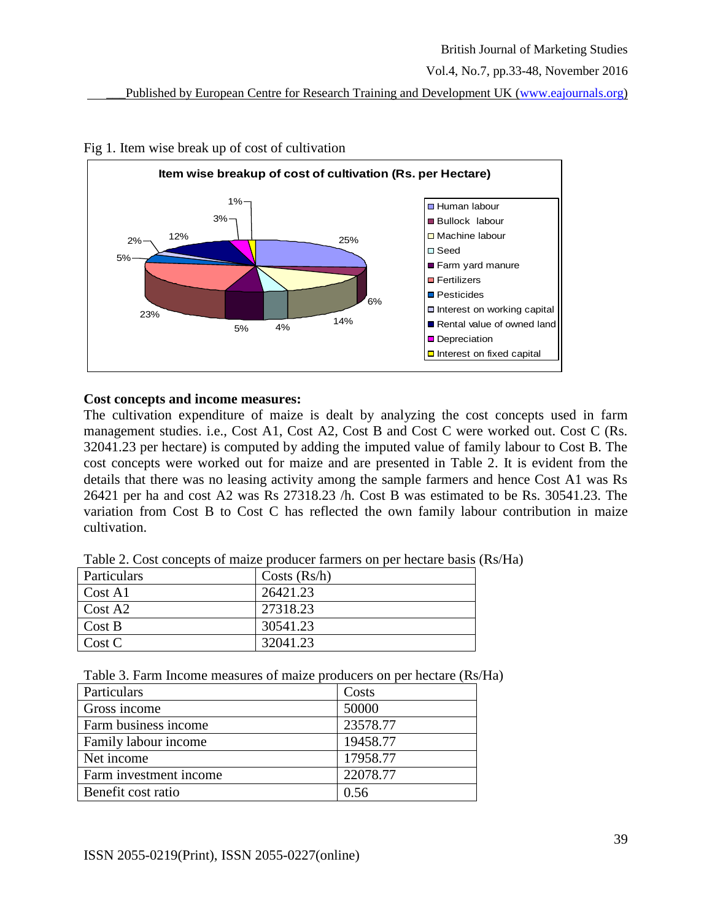Fig 1. Item wise break up of cost of cultivation

**Cost concepts and income measures:**

The cultivation expenditure of maize is dealt by analyzing the cost concepts used in farm management studies. i.e., Cost A1, Cost A2, Cost B and Cost C were worked out. Cost C (Rs. 32041.23 per hectare) is computed by adding the imputed value of family labour to Cost B. The cost concepts were worked out for maize and are presented in Table 2. It is evident from the details that there was no leasing activity among the sample farmers and hence Cost A1 was Rs 26421 per ha and cost A2 was Rs 27318.23 /h. Cost B was estimated to be Rs. 30541.23. The variation from Cost B to Cost C has reflected the own family labour contribution in maize cultivation.

Table 2. Cost concepts of maize producer farmers on per hectare basis (Rs/Ha)

| Particulars | Costs (Rs/h) |
|---|---|
| Cost A1 | 26421.23 |
| Cost A2 | 27318.23 |
| Cost B | 30541.23 |
| Cost C | 32041.23 |

Table 3. Farm Income measures of maize producers on per hectare (Rs/Ha)

| Particulars | Costs |
|---|---|
| Gross income | 50000 |
| Farm business income | 23578.77 |
| Family labour income | 19458.77 |
| Net income | 17958.77 |
| Farm investment income | 22078.77 |
| Benefit cost ratio | 0.56 |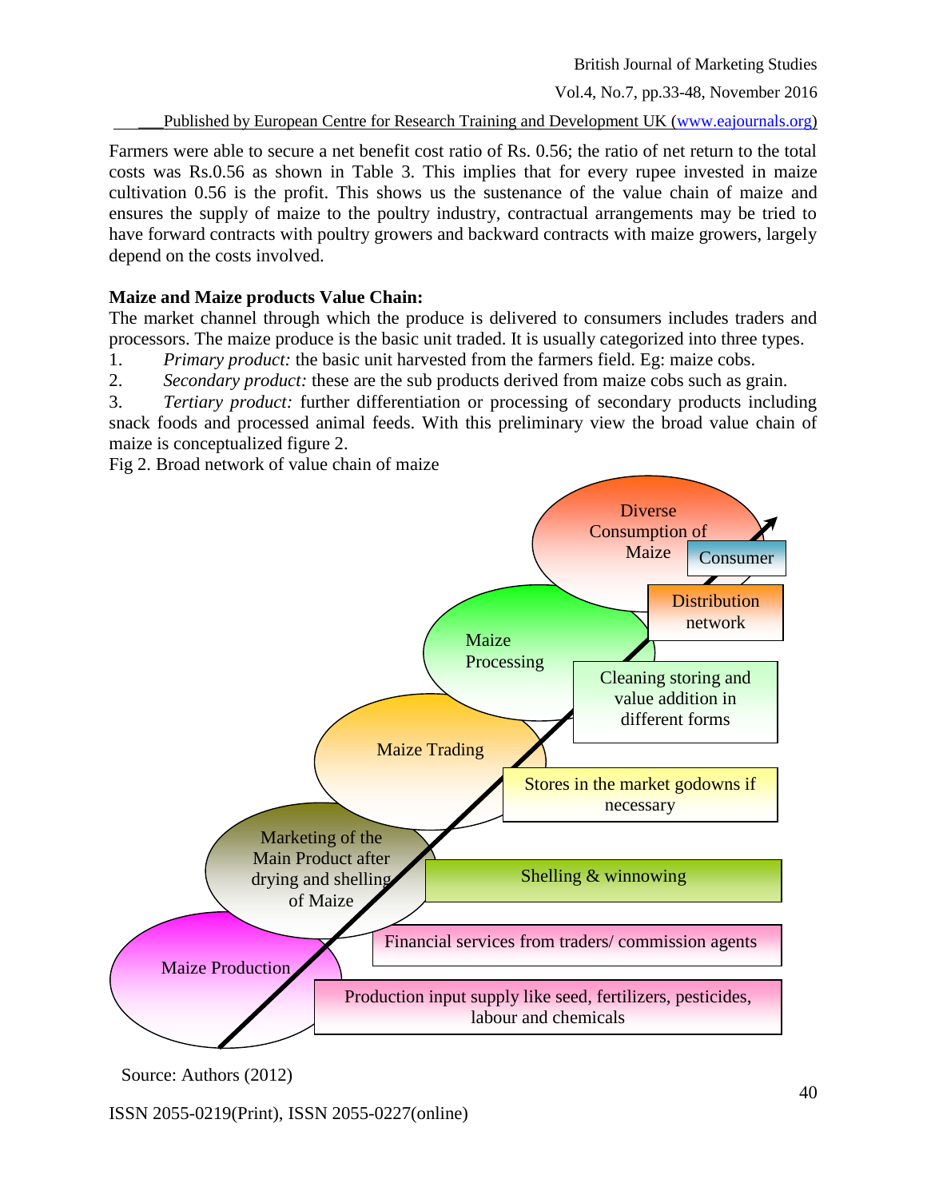Farmers were able to secure a net benefit cost ratio of Rs. 0.56; the ratio of net return to the total costs was Rs.0.56 as shown in Table 3. This implies that for every rupee invested in maize cultivation 0.56 is the profit. This shows us the sustenance of the value chain of maize and ensures the supply of maize to the poultry industry, contractual arrangements may be tried to have forward contracts with poultry growers and backward contracts with maize growers, largely depend on the costs involved.

**Maize and Maize products Value Chain:**

The market channel through which the produce is delivered to consumers includes traders and processors. The maize produce is the basic unit traded. It is usually categorized into three types.

1. *Primary product:* the basic unit harvested from the farmers field. Eg: maize cobs.
2. *Secondary product:* these are the sub products derived from maize cobs such as grain.
3. *Tertiary product:* further differentiation or processing of secondary products including snack foods and processed animal feeds. With this preliminary view the broad value chain of maize is conceptualized figure 2.

Fig 2. Broad network of value chain of maize

Diverse Consumption of Maize — Consumer

Maize Processing — Distribution network

Cleaning storing and value addition in different forms

Maize Trading — Stores in the market godowns if necessary

Marketing of the Main Product after drying and shelling of Maize — Shelling & winnowing

Financial services from traders/ commission agents

Maize Production — Production input supply like seed, fertilizers, pesticides, labour and chemicals

Source: Authors (2012)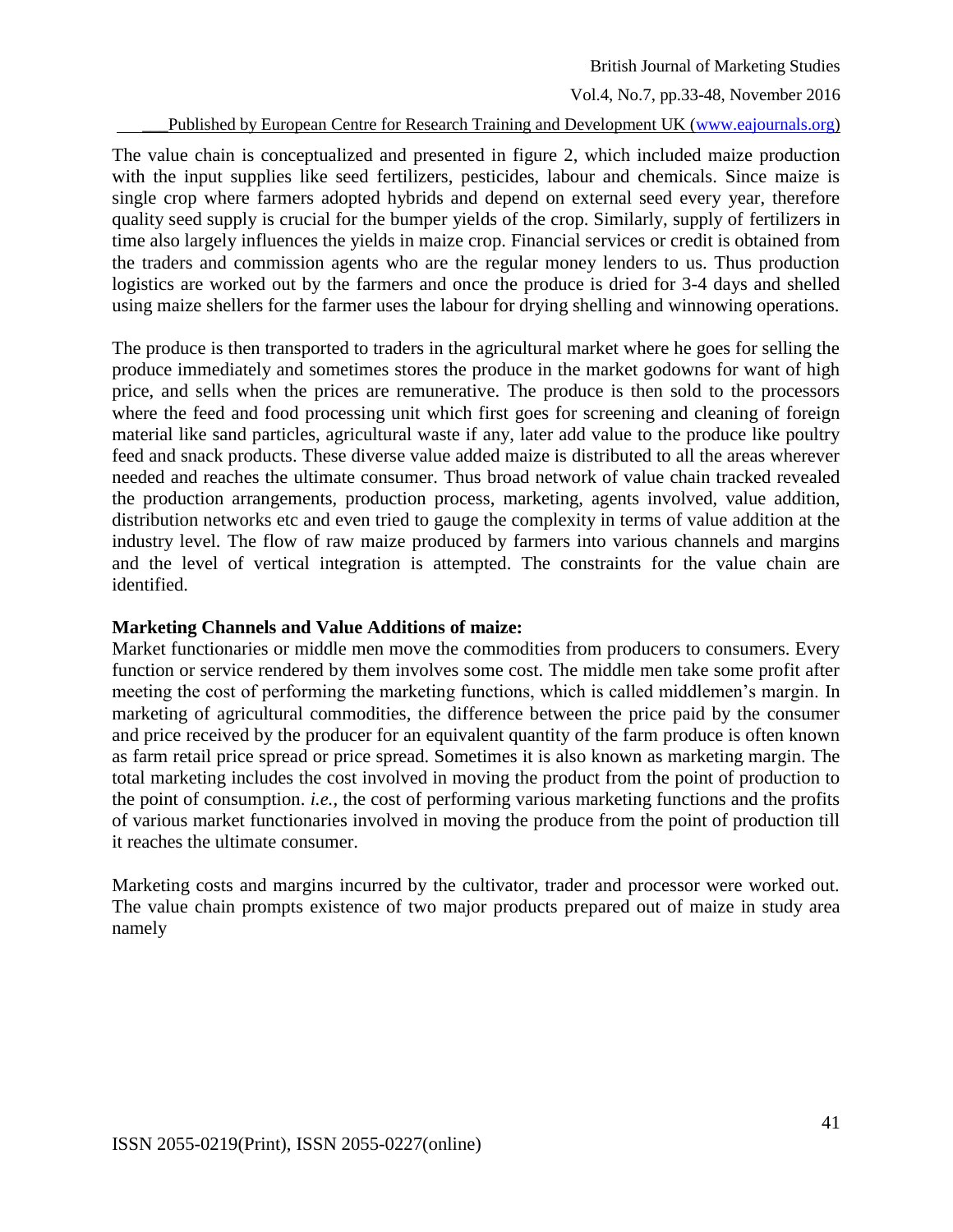The value chain is conceptualized and presented in figure 2, which included maize production with the input supplies like seed fertilizers, pesticides, labour and chemicals. Since maize is single crop where farmers adopted hybrids and depend on external seed every year, therefore quality seed supply is crucial for the bumper yields of the crop. Similarly, supply of fertilizers in time also largely influences the yields in maize crop. Financial services or credit is obtained from the traders and commission agents who are the regular money lenders to us. Thus production logistics are worked out by the farmers and once the produce is dried for 3-4 days and shelled using maize shellers for the farmer uses the labour for drying shelling and winnowing operations.

The produce is then transported to traders in the agricultural market where he goes for selling the produce immediately and sometimes stores the produce in the market godowns for want of high price, and sells when the prices are remunerative. The produce is then sold to the processors where the feed and food processing unit which first goes for screening and cleaning of foreign material like sand particles, agricultural waste if any, later add value to the produce like poultry feed and snack products. These diverse value added maize is distributed to all the areas wherever needed and reaches the ultimate consumer. Thus broad network of value chain tracked revealed the production arrangements, production process, marketing, agents involved, value addition, distribution networks etc and even tried to gauge the complexity in terms of value addition at the industry level. The flow of raw maize produced by farmers into various channels and margins and the level of vertical integration is attempted. The constraints for the value chain are identified.

**Marketing Channels and Value Additions of maize:**

Market functionaries or middle men move the commodities from producers to consumers. Every function or service rendered by them involves some cost. The middle men take some profit after meeting the cost of performing the marketing functions, which is called middlemen's margin. In marketing of agricultural commodities, the difference between the price paid by the consumer and price received by the producer for an equivalent quantity of the farm produce is often known as farm retail price spread or price spread. Sometimes it is also known as marketing margin. The total marketing includes the cost involved in moving the product from the point of production to the point of consumption. *i.e.,* the cost of performing various marketing functions and the profits of various market functionaries involved in moving the produce from the point of production till it reaches the ultimate consumer.

Marketing costs and margins incurred by the cultivator, trader and processor were worked out. The value chain prompts existence of two major products prepared out of maize in study area namely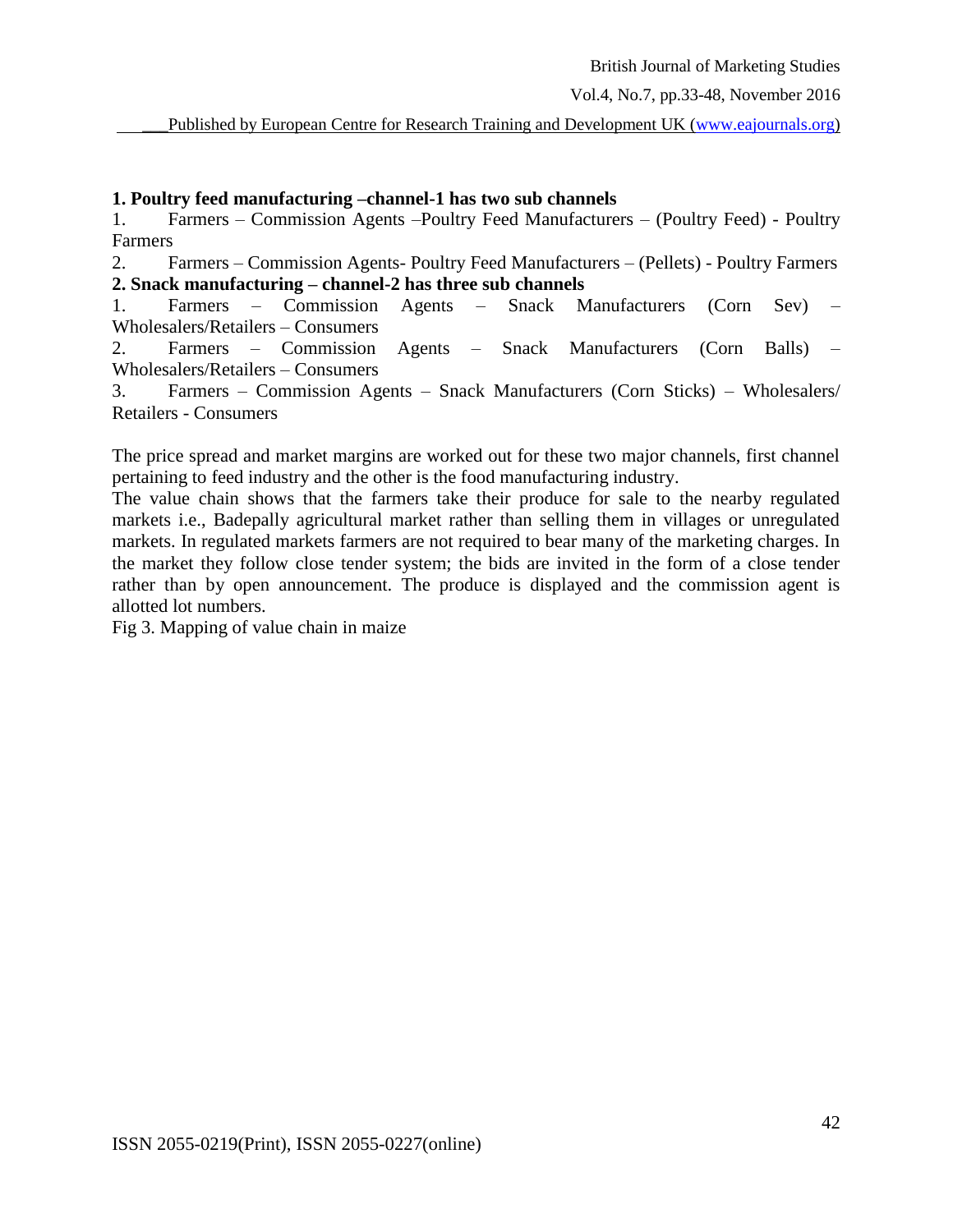**1. Poultry feed manufacturing –channel-1 has two sub channels**

1. Farmers – Commission Agents –Poultry Feed Manufacturers – (Poultry Feed) - Poultry Farmers
2. Farmers – Commission Agents- Poultry Feed Manufacturers – (Pellets) - Poultry Farmers

**2. Snack manufacturing – channel-2 has three sub channels**

1. Farmers – Commission Agents – Snack Manufacturers (Corn Sev) – Wholesalers/Retailers – Consumers
2. Farmers – Commission Agents – Snack Manufacturers (Corn Balls) – Wholesalers/Retailers – Consumers
3. Farmers – Commission Agents – Snack Manufacturers (Corn Sticks) – Wholesalers/ Retailers - Consumers

The price spread and market margins are worked out for these two major channels, first channel pertaining to feed industry and the other is the food manufacturing industry.

The value chain shows that the farmers take their produce for sale to the nearby regulated markets i.e., Badepally agricultural market rather than selling them in villages or unregulated markets. In regulated markets farmers are not required to bear many of the marketing charges. In the market they follow close tender system; the bids are invited in the form of a close tender rather than by open announcement. The produce is displayed and the commission agent is allotted lot numbers.

Fig 3. Mapping of value chain in maize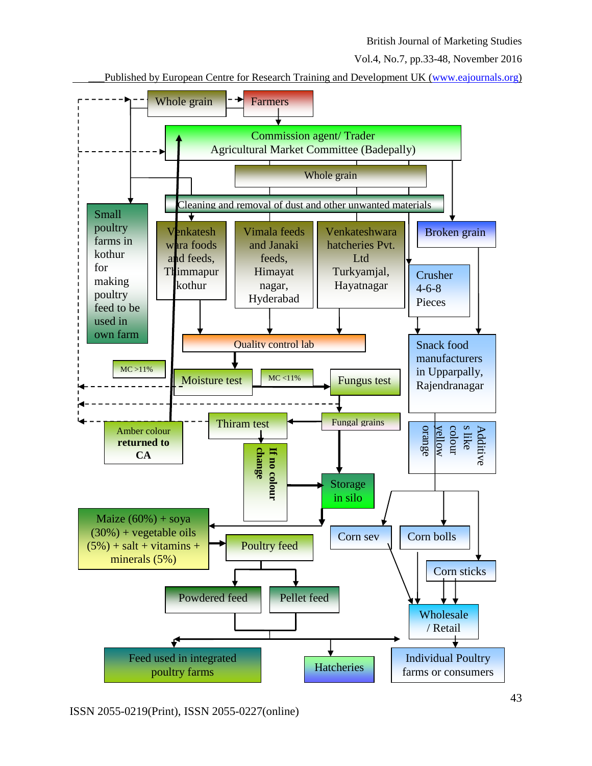Whole grain

Farmers

Commission agent/ Trader
Agricultural Market Committee (Badepally)

Whole grain

Cleaning and removal of dust and other unwanted materials

Small poultry farms in kothur for making poultry feed to be used in own farm

Venkatesh wara foods and feeds, Thimmapur kothur

Vimala feeds and Janaki feeds, Himayat nagar, Hyderabad

Venkateshwara hatcheries Pvt. Ltd Turkyamjal, Hayatnagar

Broken grain

Crusher 4-6-8 Pieces

Quality control lab

Snack food manufacturers in Upparpally, Rajendranagar

MC >11%

Moisture test

MC <11%

Fungus test

Thiram test

Fungal grains

Additives like colour yellow orange

Amber colour **returned to CA**

**If no colour change**

Storage in silo

Maize (60%) + soya (30%) + vegetable oils (5%) + salt + vitamins + minerals (5%)

Poultry feed

Corn sev

Corn bolls

Corn sticks

Powdered feed

Pellet feed

Wholesale / Retail

Feed used in integrated poultry farms

Hatcheries

Individual Poultry farms or consumers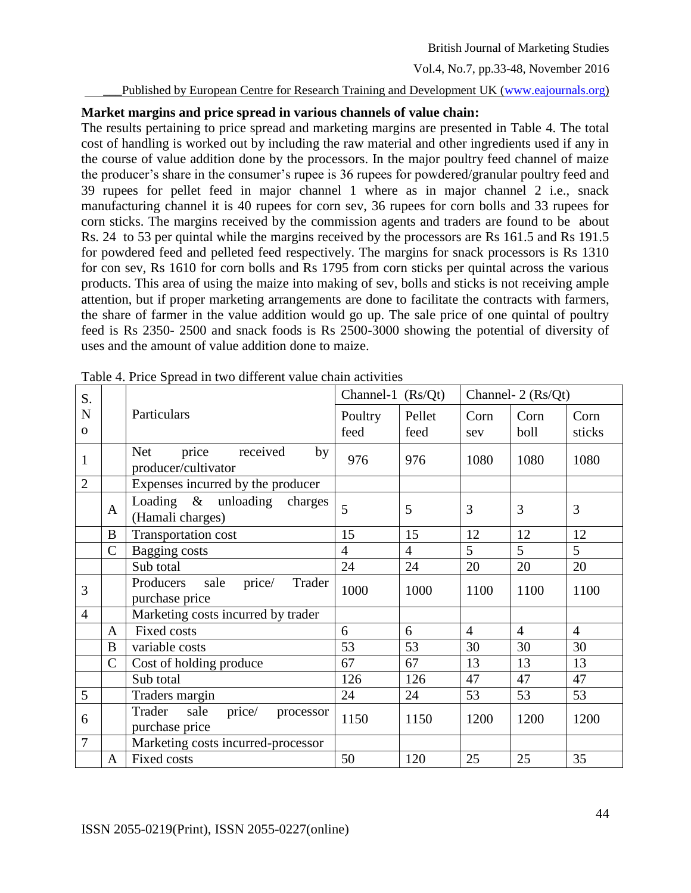**Market margins and price spread in various channels of value chain:**

The results pertaining to price spread and marketing margins are presented in Table 4. The total cost of handling is worked out by including the raw material and other ingredients used if any in the course of value addition done by the processors. In the major poultry feed channel of maize the producer's share in the consumer's rupee is 36 rupees for powdered/granular poultry feed and 39 rupees for pellet feed in major channel 1 where as in major channel 2 i.e., snack manufacturing channel it is 40 rupees for corn sev, 36 rupees for corn bolls and 33 rupees for corn sticks. The margins received by the commission agents and traders are found to be about Rs. 24 to 53 per quintal while the margins received by the processors are Rs 161.5 and Rs 191.5 for powdered feed and pelleted feed respectively. The margins for snack processors is Rs 1310 for con sev, Rs 1610 for corn bolls and Rs 1795 from corn sticks per quintal across the various products. This area of using the maize into making of sev, bolls and sticks is not receiving ample attention, but if proper marketing arrangements are done to facilitate the contracts with farmers, the share of farmer in the value addition would go up. The sale price of one quintal of poultry feed is Rs 2350- 2500 and snack foods is Rs 2500-3000 showing the potential of diversity of uses and the amount of value addition done to maize.

Table 4. Price Spread in two different value chain activities

| S. No | | Particulars | Channel-1 (Rs/Qt) | | Channel- 2 (Rs/Qt) | | |
|---|---|---|---|---|---|---|---|
| | | | Poultry feed | Pellet feed | Corn sev | Corn boll | Corn sticks |
| 1 | | Net price received by producer/cultivator | 976 | 976 | 1080 | 1080 | 1080 |
| 2 | | Expenses incurred by the producer | | | | | |
| | A | Loading & unloading charges (Hamali charges) | 5 | 5 | 3 | 3 | 3 |
| | B | Transportation cost | 15 | 15 | 12 | 12 | 12 |
| | C | Bagging costs | 4 | 4 | 5 | 5 | 5 |
| | | Sub total | 24 | 24 | 20 | 20 | 20 |
| 3 | | Producers sale price/ Trader purchase price | 1000 | 1000 | 1100 | 1100 | 1100 |
| 4 | | Marketing costs incurred by trader | | | | | |
| | A | Fixed costs | 6 | 6 | 4 | 4 | 4 |
| | B | variable costs | 53 | 53 | 30 | 30 | 30 |
| | C | Cost of holding produce | 67 | 67 | 13 | 13 | 13 |
| | | Sub total | 126 | 126 | 47 | 47 | 47 |
| 5 | | Traders margin | 24 | 24 | 53 | 53 | 53 |
| 6 | | Trader sale price/ processor purchase price | 1150 | 1150 | 1200 | 1200 | 1200 |
| 7 | | Marketing costs incurred-processor | | | | | |
| | A | Fixed costs | 50 | 120 | 25 | 25 | 35 |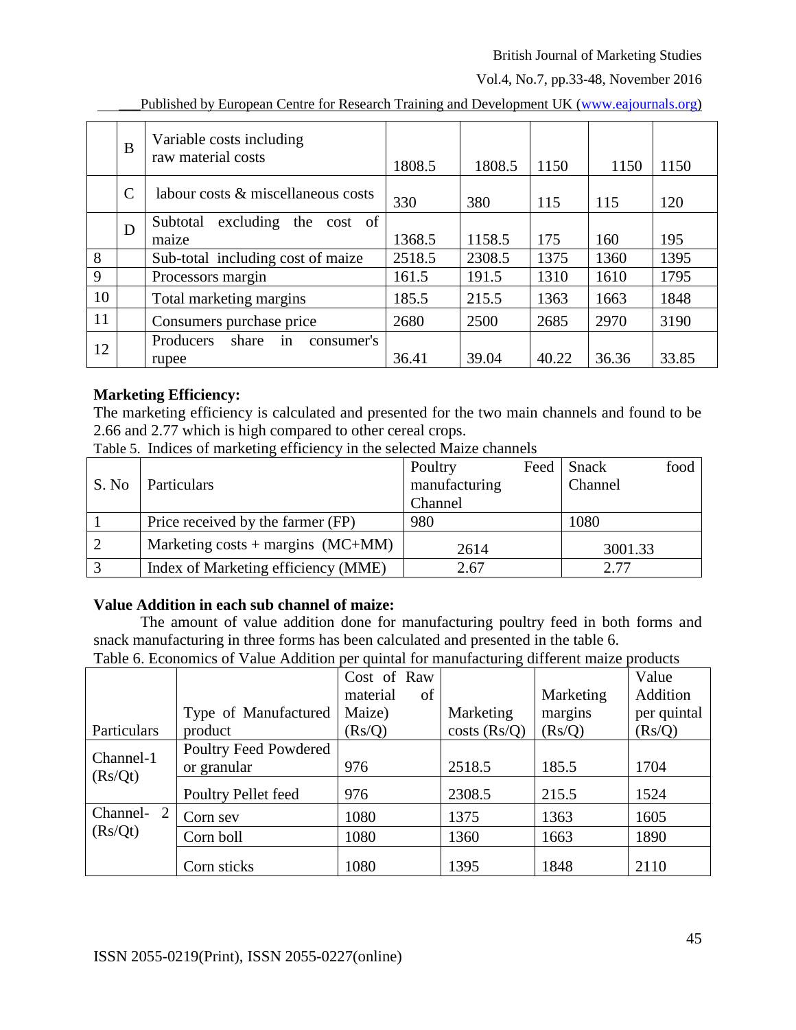|  | B | Variable costs including raw material costs | 1808.5 | 1808.5 | 1150 | 1150 | 1150 |
|---|---|---|---|---|---|---|---|
|  | C | labour costs & miscellaneous costs | 330 | 380 | 115 | 115 | 120 |
|  | D | Subtotal excluding the cost of maize | 1368.5 | 1158.5 | 175 | 160 | 195 |
| 8 |  | Sub-total including cost of maize | 2518.5 | 2308.5 | 1375 | 1360 | 1395 |
| 9 |  | Processors margin | 161.5 | 191.5 | 1310 | 1610 | 1795 |
| 10 |  | Total marketing margins | 185.5 | 215.5 | 1363 | 1663 | 1848 |
| 11 |  | Consumers purchase price | 2680 | 2500 | 2685 | 2970 | 3190 |
| 12 |  | Producers share in consumer's rupee | 36.41 | 39.04 | 40.22 | 36.36 | 33.85 |

**Marketing Efficiency:**

The marketing efficiency is calculated and presented for the two main channels and found to be 2.66 and 2.77 which is high compared to other cereal crops.

Table 5. Indices of marketing efficiency in the selected Maize channels

| S. No | Particulars | Poultry Feed manufacturing Channel | Snack food Channel |
|---|---|---|---|
| 1 | Price received by the farmer (FP) | 980 | 1080 |
| 2 | Marketing costs + margins (MC+MM) | 2614 | 3001.33 |
| 3 | Index of Marketing efficiency (MME) | 2.67 | 2.77 |

**Value Addition in each sub channel of maize:**

The amount of value addition done for manufacturing poultry feed in both forms and snack manufacturing in three forms has been calculated and presented in the table 6.

Table 6. Economics of Value Addition per quintal for manufacturing different maize products

| Particulars | Type of Manufactured product | Cost of Raw material of Maize) (Rs/Q) | Marketing costs (Rs/Q) | Marketing margins (Rs/Q) | Value Addition per quintal (Rs/Q) |
|---|---|---|---|---|---|
| Channel-1 (Rs/Qt) | Poultry Feed Powdered or granular | 976 | 2518.5 | 185.5 | 1704 |
|  | Poultry Pellet feed | 976 | 2308.5 | 215.5 | 1524 |
| Channel- 2 (Rs/Qt) | Corn sev | 1080 | 1375 | 1363 | 1605 |
|  | Corn boll | 1080 | 1360 | 1663 | 1890 |
|  | Corn sticks | 1080 | 1395 | 1848 | 2110 |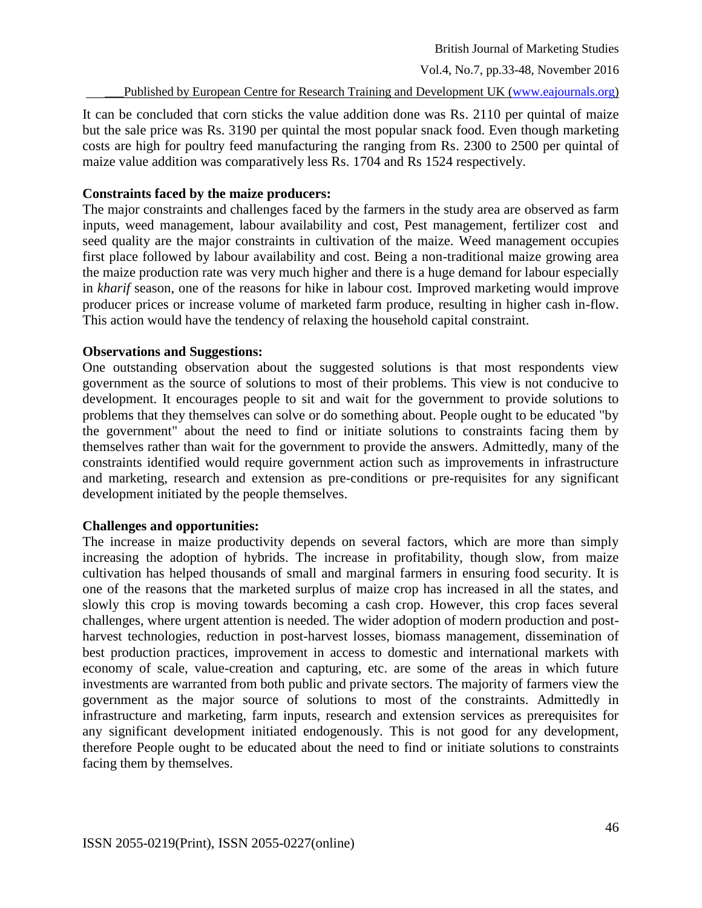It can be concluded that corn sticks the value addition done was Rs. 2110 per quintal of maize but the sale price was Rs. 3190 per quintal the most popular snack food. Even though marketing costs are high for poultry feed manufacturing the ranging from Rs. 2300 to 2500 per quintal of maize value addition was comparatively less Rs. 1704 and Rs 1524 respectively.

**Constraints faced by the maize producers:**

The major constraints and challenges faced by the farmers in the study area are observed as farm inputs, weed management, labour availability and cost, Pest management, fertilizer cost and seed quality are the major constraints in cultivation of the maize. Weed management occupies first place followed by labour availability and cost. Being a non-traditional maize growing area the maize production rate was very much higher and there is a huge demand for labour especially in *kharif* season, one of the reasons for hike in labour cost. Improved marketing would improve producer prices or increase volume of marketed farm produce, resulting in higher cash in-flow. This action would have the tendency of relaxing the household capital constraint.

**Observations and Suggestions:**

One outstanding observation about the suggested solutions is that most respondents view government as the source of solutions to most of their problems. This view is not conducive to development. It encourages people to sit and wait for the government to provide solutions to problems that they themselves can solve or do something about. People ought to be educated "by the government" about the need to find or initiate solutions to constraints facing them by themselves rather than wait for the government to provide the answers. Admittedly, many of the constraints identified would require government action such as improvements in infrastructure and marketing, research and extension as pre-conditions or pre-requisites for any significant development initiated by the people themselves.

**Challenges and opportunities:**

The increase in maize productivity depends on several factors, which are more than simply increasing the adoption of hybrids. The increase in profitability, though slow, from maize cultivation has helped thousands of small and marginal farmers in ensuring food security. It is one of the reasons that the marketed surplus of maize crop has increased in all the states, and slowly this crop is moving towards becoming a cash crop. However, this crop faces several challenges, where urgent attention is needed. The wider adoption of modern production and post-harvest technologies, reduction in post-harvest losses, biomass management, dissemination of best production practices, improvement in access to domestic and international markets with economy of scale, value-creation and capturing, etc. are some of the areas in which future investments are warranted from both public and private sectors. The majority of farmers view the government as the major source of solutions to most of the constraints. Admittedly in infrastructure and marketing, farm inputs, research and extension services as prerequisites for any significant development initiated endogenously. This is not good for any development, therefore People ought to be educated about the need to find or initiate solutions to constraints facing them by themselves.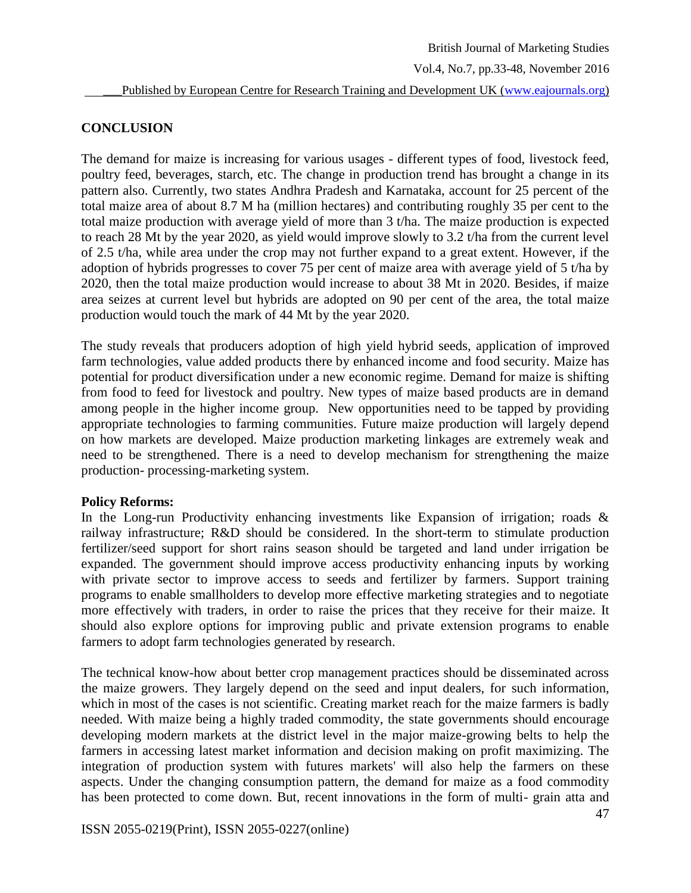## CONCLUSION

The demand for maize is increasing for various usages - different types of food, livestock feed, poultry feed, beverages, starch, etc. The change in production trend has brought a change in its pattern also. Currently, two states Andhra Pradesh and Karnataka, account for 25 percent of the total maize area of about 8.7 M ha (million hectares) and contributing roughly 35 per cent to the total maize production with average yield of more than 3 t/ha. The maize production is expected to reach 28 Mt by the year 2020, as yield would improve slowly to 3.2 t/ha from the current level of 2.5 t/ha, while area under the crop may not further expand to a great extent. However, if the adoption of hybrids progresses to cover 75 per cent of maize area with average yield of 5 t/ha by 2020, then the total maize production would increase to about 38 Mt in 2020. Besides, if maize area seizes at current level but hybrids are adopted on 90 per cent of the area, the total maize production would touch the mark of 44 Mt by the year 2020.

The study reveals that producers adoption of high yield hybrid seeds, application of improved farm technologies, value added products there by enhanced income and food security. Maize has potential for product diversification under a new economic regime. Demand for maize is shifting from food to feed for livestock and poultry. New types of maize based products are in demand among people in the higher income group. New opportunities need to be tapped by providing appropriate technologies to farming communities. Future maize production will largely depend on how markets are developed. Maize production marketing linkages are extremely weak and need to be strengthened. There is a need to develop mechanism for strengthening the maize production- processing-marketing system.

**Policy Reforms:**

In the Long-run Productivity enhancing investments like Expansion of irrigation; roads & railway infrastructure; R&D should be considered. In the short-term to stimulate production fertilizer/seed support for short rains season should be targeted and land under irrigation be expanded. The government should improve access productivity enhancing inputs by working with private sector to improve access to seeds and fertilizer by farmers. Support training programs to enable smallholders to develop more effective marketing strategies and to negotiate more effectively with traders, in order to raise the prices that they receive for their maize. It should also explore options for improving public and private extension programs to enable farmers to adopt farm technologies generated by research.

The technical know-how about better crop management practices should be disseminated across the maize growers. They largely depend on the seed and input dealers, for such information, which in most of the cases is not scientific. Creating market reach for the maize farmers is badly needed. With maize being a highly traded commodity, the state governments should encourage developing modern markets at the district level in the major maize-growing belts to help the farmers in accessing latest market information and decision making on profit maximizing. The integration of production system with futures markets' will also help the farmers on these aspects. Under the changing consumption pattern, the demand for maize as a food commodity has been protected to come down. But, recent innovations in the form of multi- grain atta and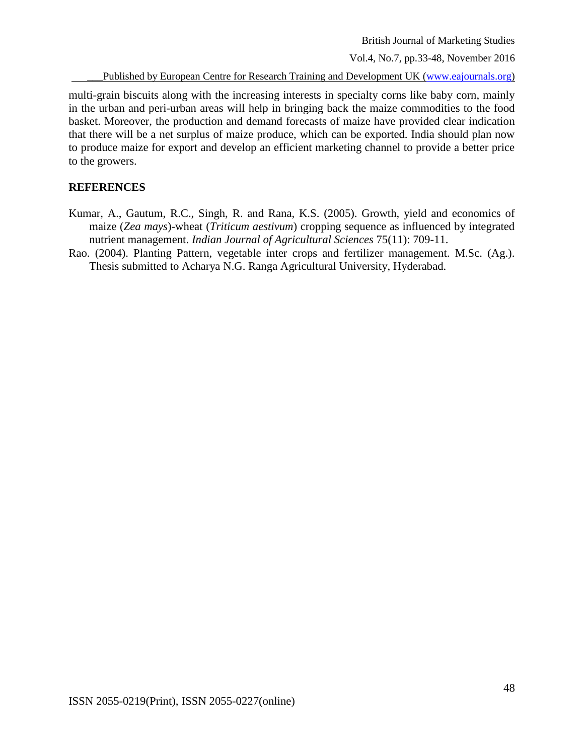multi-grain biscuits along with the increasing interests in specialty corns like baby corn, mainly in the urban and peri-urban areas will help in bringing back the maize commodities to the food basket. Moreover, the production and demand forecasts of maize have provided clear indication that there will be a net surplus of maize produce, which can be exported. India should plan now to produce maize for export and develop an efficient marketing channel to provide a better price to the growers.

## REFERENCES

Kumar, A., Gautum, R.C., Singh, R. and Rana, K.S. (2005). Growth, yield and economics of maize (*Zea mays*)-wheat (*Triticum aestivum*) cropping sequence as influenced by integrated nutrient management. *Indian Journal of Agricultural Sciences* 75(11): 709-11.

Rao. (2004). Planting Pattern, vegetable inter crops and fertilizer management. M.Sc. (Ag.). Thesis submitted to Acharya N.G. Ranga Agricultural University, Hyderabad.